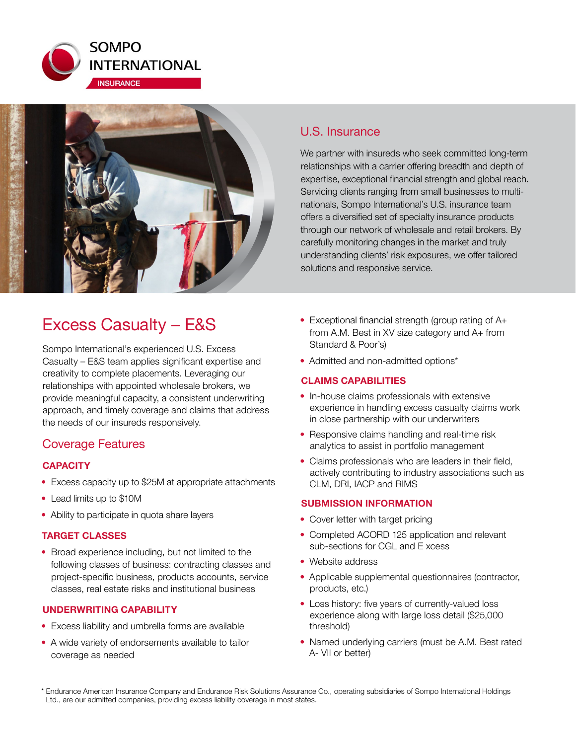SOMPO INTERNATIONAL

INSURANCE

## U.S. Insurance

We partner with insureds who seek committed long-term relationships with a carrier offering breadth and depth of expertise, exceptional financial strength and global reach. Servicing clients ranging from small businesses to multi-nationals, Sompo International's U.S. insurance team offers a diversified set of specialty insurance products through our network of wholesale and retail brokers. By carefully monitoring changes in the market and truly understanding clients' risk exposures, we offer tailored solutions and responsive service.

# Excess Casualty – E&S

Sompo International's experienced U.S. Excess Casualty – E&S team applies significant expertise and creativity to complete placements. Leveraging our relationships with appointed wholesale brokers, we provide meaningful capacity, a consistent underwriting approach, and timely coverage and claims that address the needs of our insureds responsively.

## Coverage Features

### CAPACITY

- Excess capacity up to $25M at appropriate attachments
- Lead limits up to $10M
- Ability to participate in quota share layers

### TARGET CLASSES

- Broad experience including, but not limited to the following classes of business: contracting classes and project-specific business, products accounts, service classes, real estate risks and institutional business

### UNDERWRITING CAPABILITY

- Excess liability and umbrella forms are available
- A wide variety of endorsements available to tailor coverage as needed
- Exceptional financial strength (group rating of A+ from A.M. Best in XV size category and A+ from Standard & Poor's)
- Admitted and non-admitted options*

### CLAIMS CAPABILITIES

- In-house claims professionals with extensive experience in handling excess casualty claims work in close partnership with our underwriters
- Responsive claims handling and real-time risk analytics to assist in portfolio management
- Claims professionals who are leaders in their field, actively contributing to industry associations such as CLM, DRI, IACP and RIMS

### SUBMISSION INFORMATION

- Cover letter with target pricing
- Completed ACORD 125 application and relevant sub-sections for CGL and E xcess
- Website address
- Applicable supplemental questionnaires (contractor, products, etc.)
- Loss history: five years of currently-valued loss experience along with large loss detail ($25,000 threshold)
- Named underlying carriers (must be A.M. Best rated A- VII or better)

* Endurance American Insurance Company and Endurance Risk Solutions Assurance Co., operating subsidiaries of Sompo International Holdings Ltd., are our admitted companies, providing excess liability coverage in most states.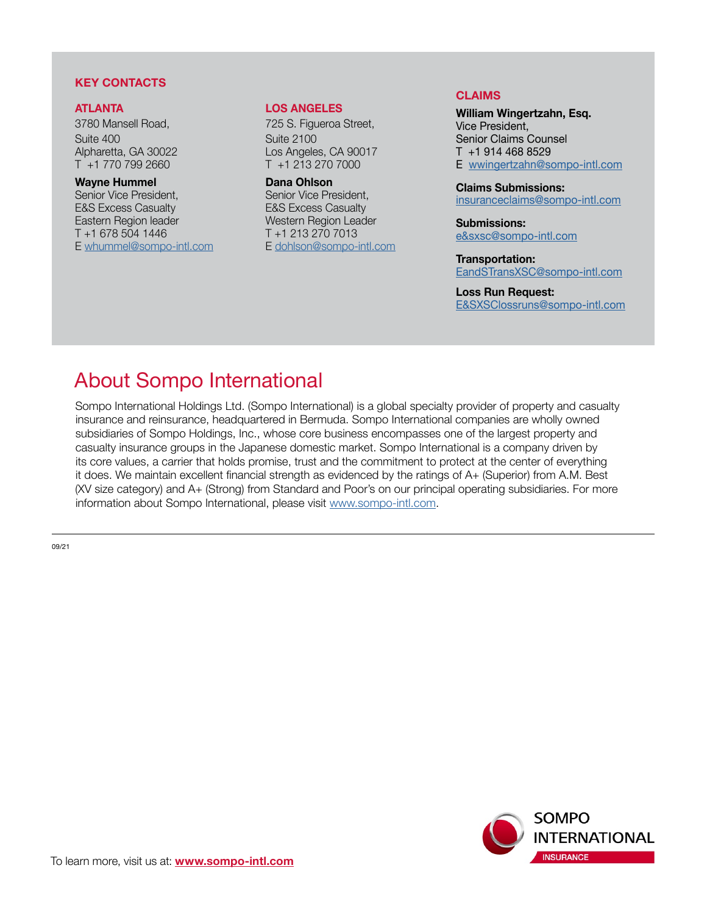## KEY CONTACTS

### ATLANTA

3780 Mansell Road,
Suite 400
Alpharetta, GA 30022
T +1 770 799 2660

**Wayne Hummel**
Senior Vice President,
E&S Excess Casualty
Eastern Region leader
T +1 678 504 1446
E whummel@sompo-intl.com

### LOS ANGELES

725 S. Figueroa Street,
Suite 2100
Los Angeles, CA 90017
T +1 213 270 7000

**Dana Ohlson**
Senior Vice President,
E&S Excess Casualty
Western Region Leader
T +1 213 270 7013
E dohlson@sompo-intl.com

### CLAIMS

**William Wingertzahn, Esq.**
Vice President,
Senior Claims Counsel
T +1 914 468 8529
E wwingertzahn@sompo-intl.com

**Claims Submissions:**
insuranceclaims@sompo-intl.com

**Submissions:**
e&sxsc@sompo-intl.com

**Transportation:**
EandSTransXSC@sompo-intl.com

**Loss Run Request:**
E&SXSClossruns@sompo-intl.com

# About Sompo International

Sompo International Holdings Ltd. (Sompo International) is a global specialty provider of property and casualty insurance and reinsurance, headquartered in Bermuda. Sompo International companies are wholly owned subsidiaries of Sompo Holdings, Inc., whose core business encompasses one of the largest property and casualty insurance groups in the Japanese domestic market. Sompo International is a company driven by its core values, a carrier that holds promise, trust and the commitment to protect at the center of everything it does. We maintain excellent financial strength as evidenced by the ratings of A+ (Superior) from A.M. Best (XV size category) and A+ (Strong) from Standard and Poor's on our principal operating subsidiaries. For more information about Sompo International, please visit www.sompo-intl.com.

09/21

To learn more, visit us at: **www.sompo-intl.com**

SOMPO INTERNATIONAL
INSURANCE